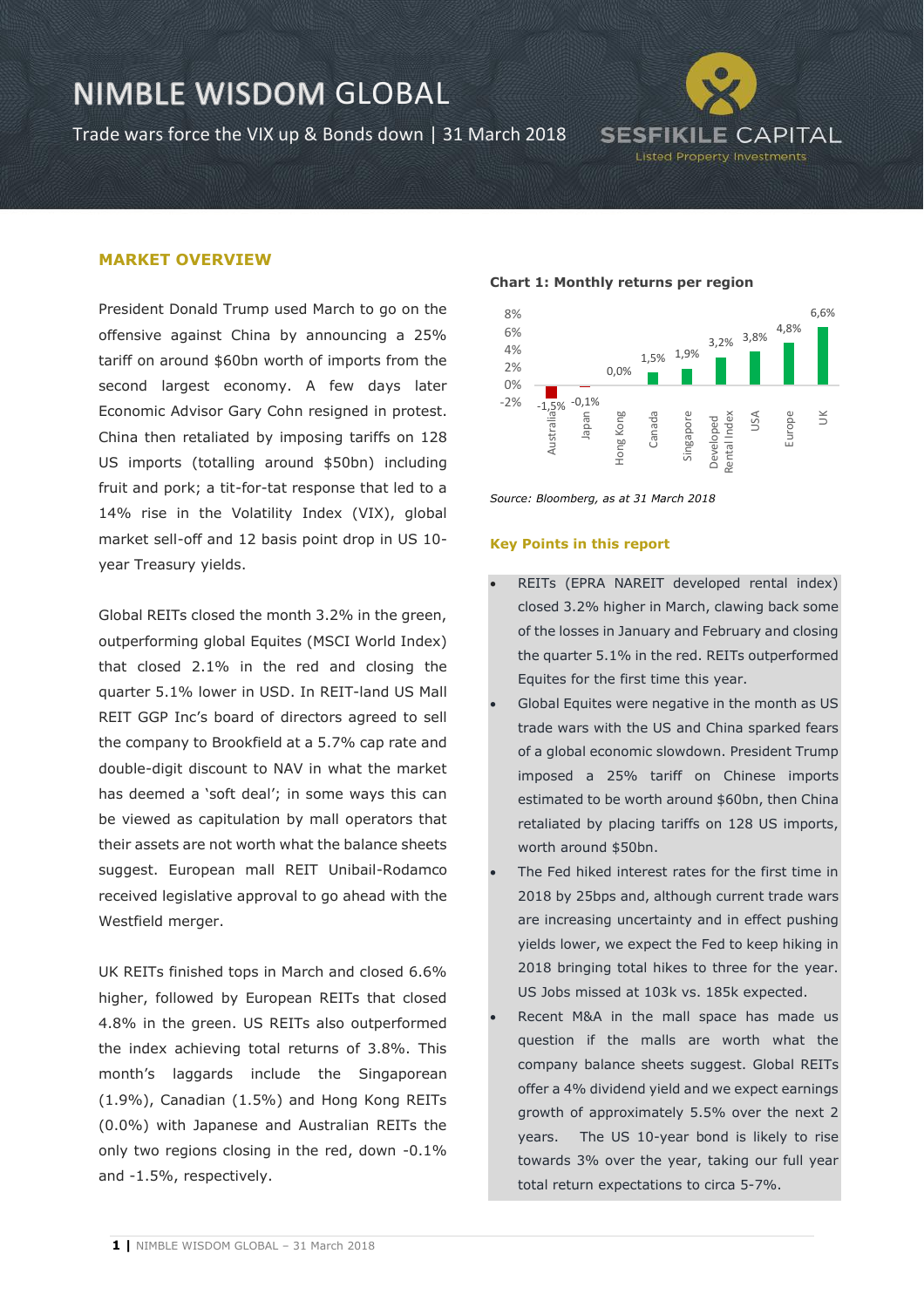# NIMBLE WISDOM GLOBAL

Trade wars force the VIX up & Bonds down | 31 March 2018

SESFIKILE CAPITAL
Listed Property Investments

## MARKET OVERVIEW

President Donald Trump used March to go on the offensive against China by announcing a 25% tariff on around $60bn worth of imports from the second largest economy. A few days later Economic Advisor Gary Cohn resigned in protest. China then retaliated by imposing tariffs on 128 US imports (totalling around $50bn) including fruit and pork; a tit-for-tat response that led to a 14% rise in the Volatility Index (VIX), global market sell-off and 12 basis point drop in US 10-year Treasury yields.

Global REITs closed the month 3.2% in the green, outperforming global Equites (MSCI World Index) that closed 2.1% in the red and closing the quarter 5.1% lower in USD. In REIT-land US Mall REIT GGP Inc's board of directors agreed to sell the company to Brookfield at a 5.7% cap rate and double-digit discount to NAV in what the market has deemed a 'soft deal'; in some ways this can be viewed as capitulation by mall operators that their assets are not worth what the balance sheets suggest. European mall REIT Unibail-Rodamco received legislative approval to go ahead with the Westfield merger.

UK REITs finished tops in March and closed 6.6% higher, followed by European REITs that closed 4.8% in the green. US REITs also outperformed the index achieving total returns of 3.8%. This month's laggards include the Singaporean (1.9%), Canadian (1.5%) and Hong Kong REITs (0.0%) with Japanese and Australian REITs the only two regions closing in the red, down -0.1% and -1.5%, respectively.

**Chart 1: Monthly returns per region**

| Region | Return |
|---|---|
| Australia | -1,5% |
| Japan | -0,1% |
| Hong Kong | 0,0% |
| Canada | 1,5% |
| Singapore | 1,9% |
| Developed Rental Index | 3,2% |
| USA | 3,8% |
| Europe | 4,8% |
| UK | 6,6% |

*Source: Bloomberg, as at 31 March 2018*

### Key Points in this report

- REITs (EPRA NAREIT developed rental index) closed 3.2% higher in March, clawing back some of the losses in January and February and closing the quarter 5.1% in the red. REITs outperformed Equites for the first time this year.
- Global Equites were negative in the month as US trade wars with the US and China sparked fears of a global economic slowdown. President Trump imposed a 25% tariff on Chinese imports estimated to be worth around $60bn, then China retaliated by placing tariffs on 128 US imports, worth around $50bn.
- The Fed hiked interest rates for the first time in 2018 by 25bps and, although current trade wars are increasing uncertainty and in effect pushing yields lower, we expect the Fed to keep hiking in 2018 bringing total hikes to three for the year. US Jobs missed at 103k vs. 185k expected.
- Recent M&A in the mall space has made us question if the malls are worth what the company balance sheets suggest. Global REITs offer a 4% dividend yield and we expect earnings growth of approximately 5.5% over the next 2 years. The US 10-year bond is likely to rise towards 3% over the year, taking our full year total return expectations to circa 5-7%.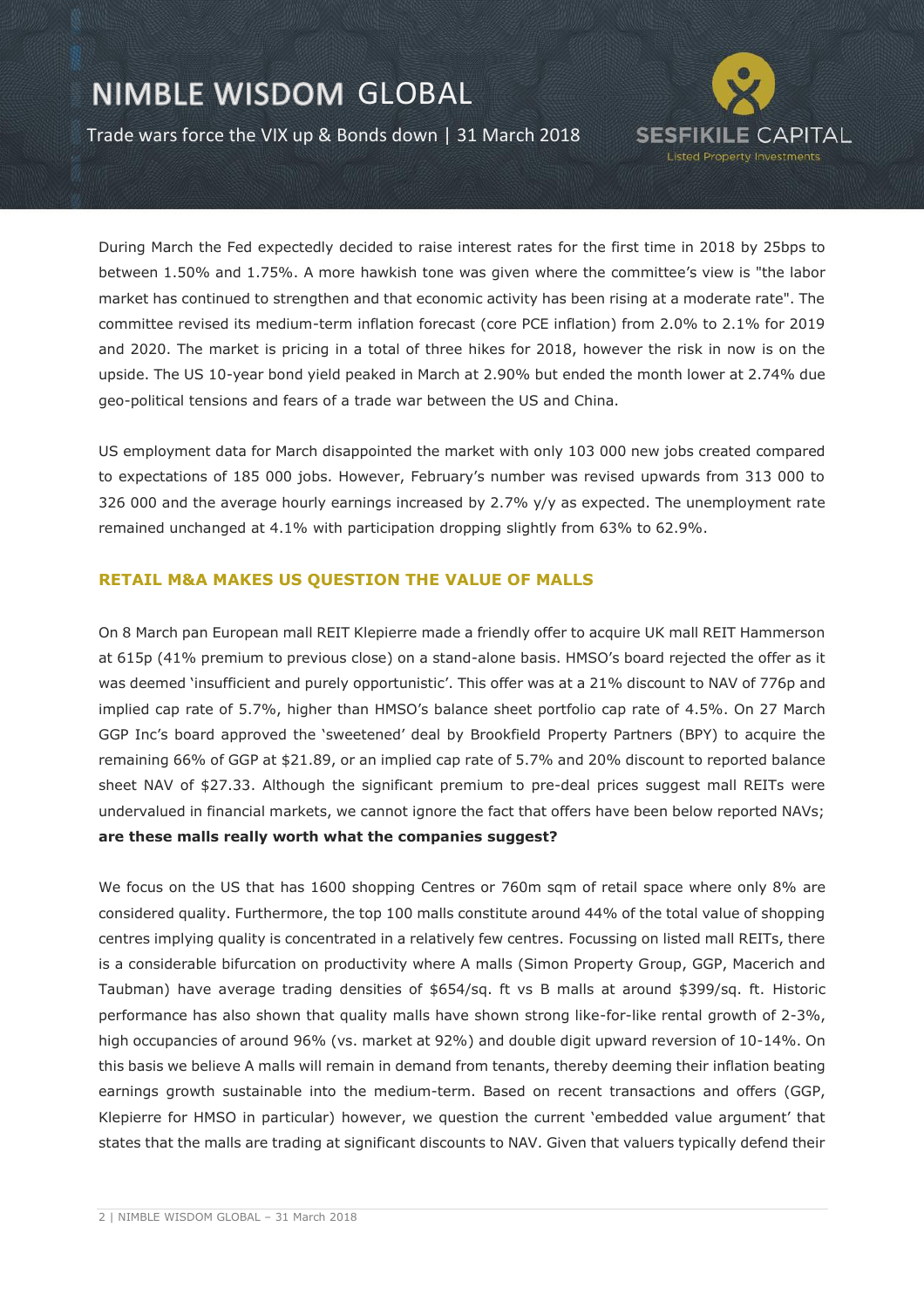During March the Fed expectedly decided to raise interest rates for the first time in 2018 by 25bps to between 1.50% and 1.75%. A more hawkish tone was given where the committee's view is "the labor market has continued to strengthen and that economic activity has been rising at a moderate rate". The committee revised its medium-term inflation forecast (core PCE inflation) from 2.0% to 2.1% for 2019 and 2020. The market is pricing in a total of three hikes for 2018, however the risk in now is on the upside. The US 10-year bond yield peaked in March at 2.90% but ended the month lower at 2.74% due geo-political tensions and fears of a trade war between the US and China.

US employment data for March disappointed the market with only 103 000 new jobs created compared to expectations of 185 000 jobs. However, February's number was revised upwards from 313 000 to 326 000 and the average hourly earnings increased by 2.7% y/y as expected. The unemployment rate remained unchanged at 4.1% with participation dropping slightly from 63% to 62.9%.

## RETAIL M&A MAKES US QUESTION THE VALUE OF MALLS

On 8 March pan European mall REIT Klepierre made a friendly offer to acquire UK mall REIT Hammerson at 615p (41% premium to previous close) on a stand-alone basis. HMSO's board rejected the offer as it was deemed 'insufficient and purely opportunistic'. This offer was at a 21% discount to NAV of 776p and implied cap rate of 5.7%, higher than HMSO's balance sheet portfolio cap rate of 4.5%. On 27 March GGP Inc's board approved the 'sweetened' deal by Brookfield Property Partners (BPY) to acquire the remaining 66% of GGP at $21.89, or an implied cap rate of 5.7% and 20% discount to reported balance sheet NAV of $27.33. Although the significant premium to pre-deal prices suggest mall REITs were undervalued in financial markets, we cannot ignore the fact that offers have been below reported NAVs; **are these malls really worth what the companies suggest?**

We focus on the US that has 1600 shopping Centres or 760m sqm of retail space where only 8% are considered quality. Furthermore, the top 100 malls constitute around 44% of the total value of shopping centres implying quality is concentrated in a relatively few centres. Focussing on listed mall REITs, there is a considerable bifurcation on productivity where A malls (Simon Property Group, GGP, Macerich and Taubman) have average trading densities of $654/sq. ft vs B malls at around $399/sq. ft. Historic performance has also shown that quality malls have shown strong like-for-like rental growth of 2-3%, high occupancies of around 96% (vs. market at 92%) and double digit upward reversion of 10-14%. On this basis we believe A malls will remain in demand from tenants, thereby deeming their inflation beating earnings growth sustainable into the medium-term. Based on recent transactions and offers (GGP, Klepierre for HMSO in particular) however, we question the current 'embedded value argument' that states that the malls are trading at significant discounts to NAV. Given that valuers typically defend their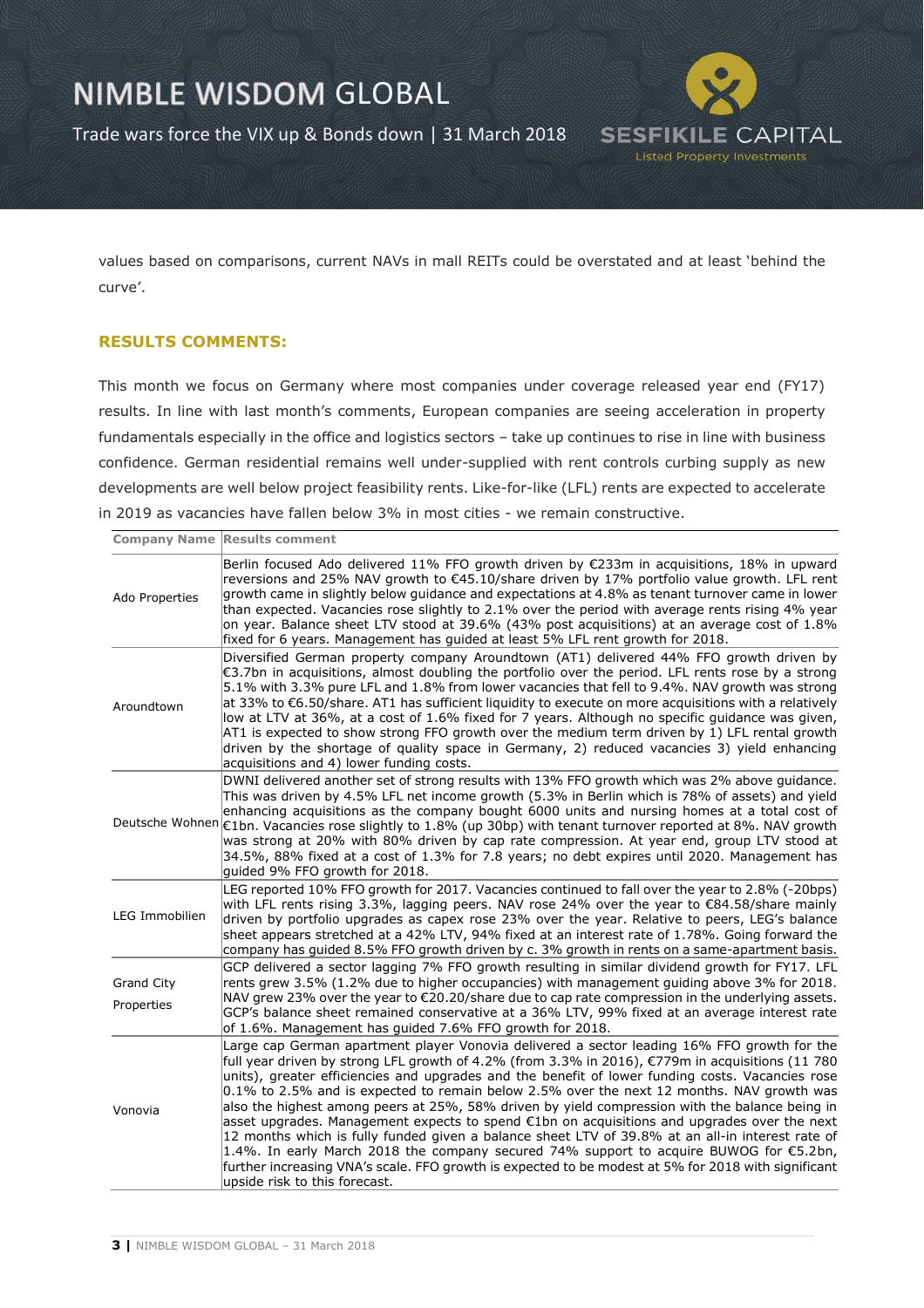values based on comparisons, current NAVs in mall REITs could be overstated and at least 'behind the curve'.

### RESULTS COMMENTS:

This month we focus on Germany where most companies under coverage released year end (FY17) results. In line with last month's comments, European companies are seeing acceleration in property fundamentals especially in the office and logistics sectors – take up continues to rise in line with business confidence. German residential remains well under-supplied with rent controls curbing supply as new developments are well below project feasibility rents. Like-for-like (LFL) rents are expected to accelerate in 2019 as vacancies have fallen below 3% in most cities - we remain constructive.

| Company Name | Results comment |
|---|---|
| Ado Properties | Berlin focused Ado delivered 11% FFO growth driven by €233m in acquisitions, 18% in upward reversions and 25% NAV growth to €45.10/share driven by 17% portfolio value growth. LFL rent growth came in slightly below guidance and expectations at 4.8% as tenant turnover came in lower than expected. Vacancies rose slightly to 2.1% over the period with average rents rising 4% year on year. Balance sheet LTV stood at 39.6% (43% post acquisitions) at an average cost of 1.8% fixed for 6 years. Management has guided at least 5% LFL rent growth for 2018. |
| Aroundtown | Diversified German property company Aroundtown (AT1) delivered 44% FFO growth driven by €3.7bn in acquisitions, almost doubling the portfolio over the period. LFL rents rose by a strong 5.1% with 3.3% pure LFL and 1.8% from lower vacancies that fell to 9.4%. NAV growth was strong at 33% to €6.50/share. AT1 has sufficient liquidity to execute on more acquisitions with a relatively low at LTV at 36%, at a cost of 1.6% fixed for 7 years. Although no specific guidance was given, AT1 is expected to show strong FFO growth over the medium term driven by 1) LFL rental growth driven by the shortage of quality space in Germany, 2) reduced vacancies 3) yield enhancing acquisitions and 4) lower funding costs. |
| Deutsche Wohnen | DWNI delivered another set of strong results with 13% FFO growth which was 2% above guidance. This was driven by 4.5% LFL net income growth (5.3% in Berlin which is 78% of assets) and yield enhancing acquisitions as the company bought 6000 units and nursing homes at a total cost of €1bn. Vacancies rose slightly to 1.8% (up 30bp) with tenant turnover reported at 8%. NAV growth was strong at 20% with 80% driven by cap rate compression. At year end, group LTV stood at 34.5%, 88% fixed at a cost of 1.3% for 7.8 years; no debt expires until 2020. Management has guided 9% FFO growth for 2018. |
| LEG Immobilien | LEG reported 10% FFO growth for 2017. Vacancies continued to fall over the year to 2.8% (-20bps) with LFL rents rising 3.3%, lagging peers. NAV rose 24% over the year to €84.58/share mainly driven by portfolio upgrades as capex rose 23% over the year. Relative to peers, LEG's balance sheet appears stretched at a 42% LTV, 94% fixed at an interest rate of 1.78%. Going forward the company has guided 8.5% FFO growth driven by c. 3% growth in rents on a same-apartment basis. |
| Grand City Properties | GCP delivered a sector lagging 7% FFO growth resulting in similar dividend growth for FY17. LFL rents grew 3.5% (1.2% due to higher occupancies) with management guiding above 3% for 2018. NAV grew 23% over the year to €20.20/share due to cap rate compression in the underlying assets. GCP's balance sheet remained conservative at a 36% LTV, 99% fixed at an average interest rate of 1.6%. Management has guided 7.6% FFO growth for 2018. |
| Vonovia | Large cap German apartment player Vonovia delivered a sector leading 16% FFO growth for the full year driven by strong LFL growth of 4.2% (from 3.3% in 2016), €779m in acquisitions (11 780 units), greater efficiencies and upgrades and the benefit of lower funding costs. Vacancies rose 0.1% to 2.5% and is expected to remain below 2.5% over the next 12 months. NAV growth was also the highest among peers at 25%, 58% driven by yield compression with the balance being in asset upgrades. Management expects to spend €1bn on acquisitions and upgrades over the next 12 months which is fully funded given a balance sheet LTV of 39.8% at an all-in interest rate of 1.4%. In early March 2018 the company secured 74% support to acquire BUWOG for €5.2bn, further increasing VNA's scale. FFO growth is expected to be modest at 5% for 2018 with significant upside risk to this forecast. |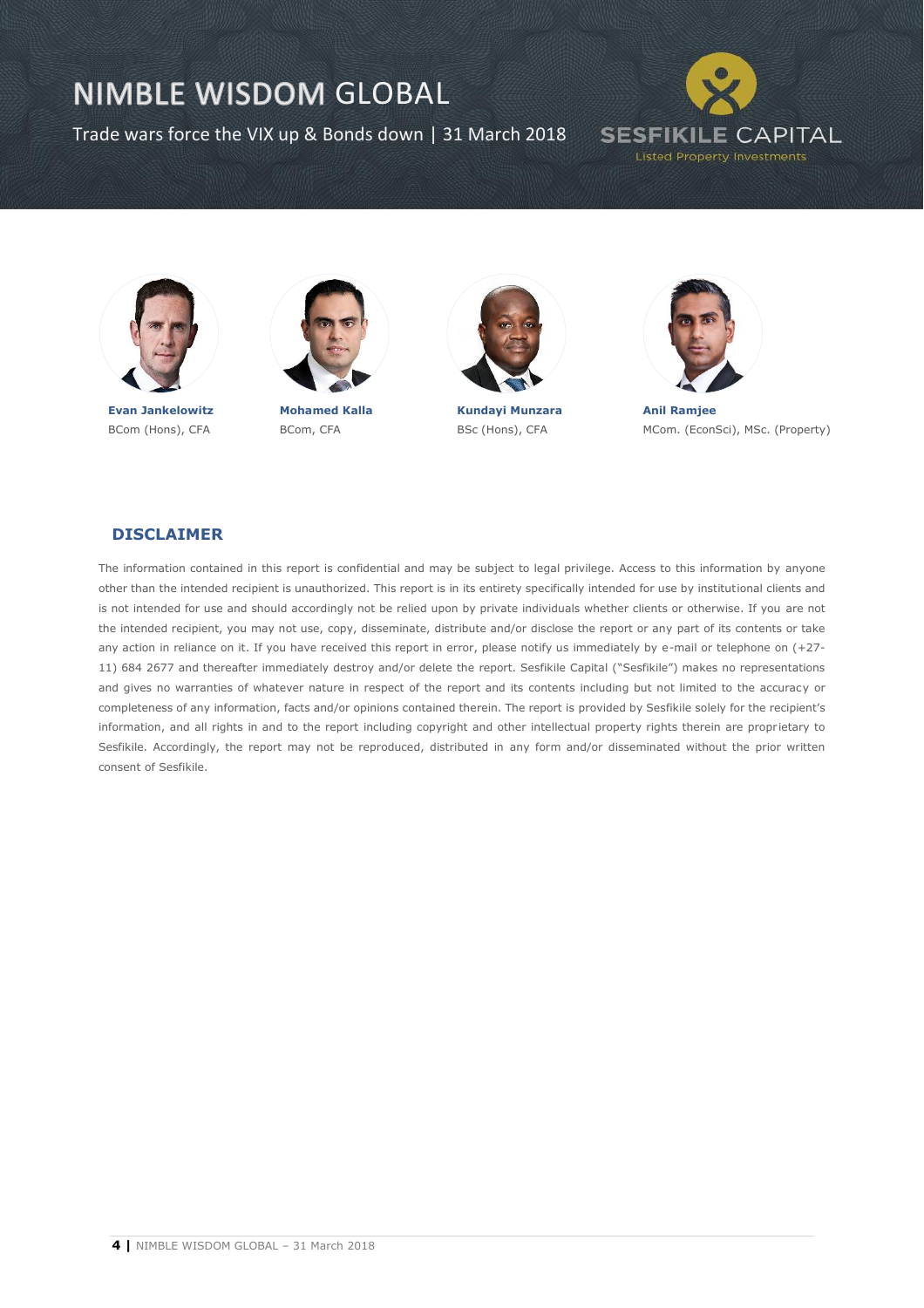# NIMBLE WISDOM GLOBAL

Trade wars force the VIX up & Bonds down | 31 March 2018

SESFIKILE CAPITAL
Listed Property Investments

**Evan Jankelowitz**
BCom (Hons), CFA

**Mohamed Kalla**
BCom, CFA

**Kundayi Munzara**
BSc (Hons), CFA

**Anil Ramjee**
MCom. (EconSci), MSc. (Property)

## DISCLAIMER

The information contained in this report is confidential and may be subject to legal privilege. Access to this information by anyone other than the intended recipient is unauthorized. This report is in its entirety specifically intended for use by institutional clients and is not intended for use and should accordingly not be relied upon by private individuals whether clients or otherwise. If you are not the intended recipient, you may not use, copy, disseminate, distribute and/or disclose the report or any part of its contents or take any action in reliance on it. If you have received this report in error, please notify us immediately by e-mail or telephone on (+27-11) 684 2677 and thereafter immediately destroy and/or delete the report. Sesfikile Capital ("Sesfikile") makes no representations and gives no warranties of whatever nature in respect of the report and its contents including but not limited to the accuracy or completeness of any information, facts and/or opinions contained therein. The report is provided by Sesfikile solely for the recipient's information, and all rights in and to the report including copyright and other intellectual property rights therein are proprietary to Sesfikile. Accordingly, the report may not be reproduced, distributed in any form and/or disseminated without the prior written consent of Sesfikile.